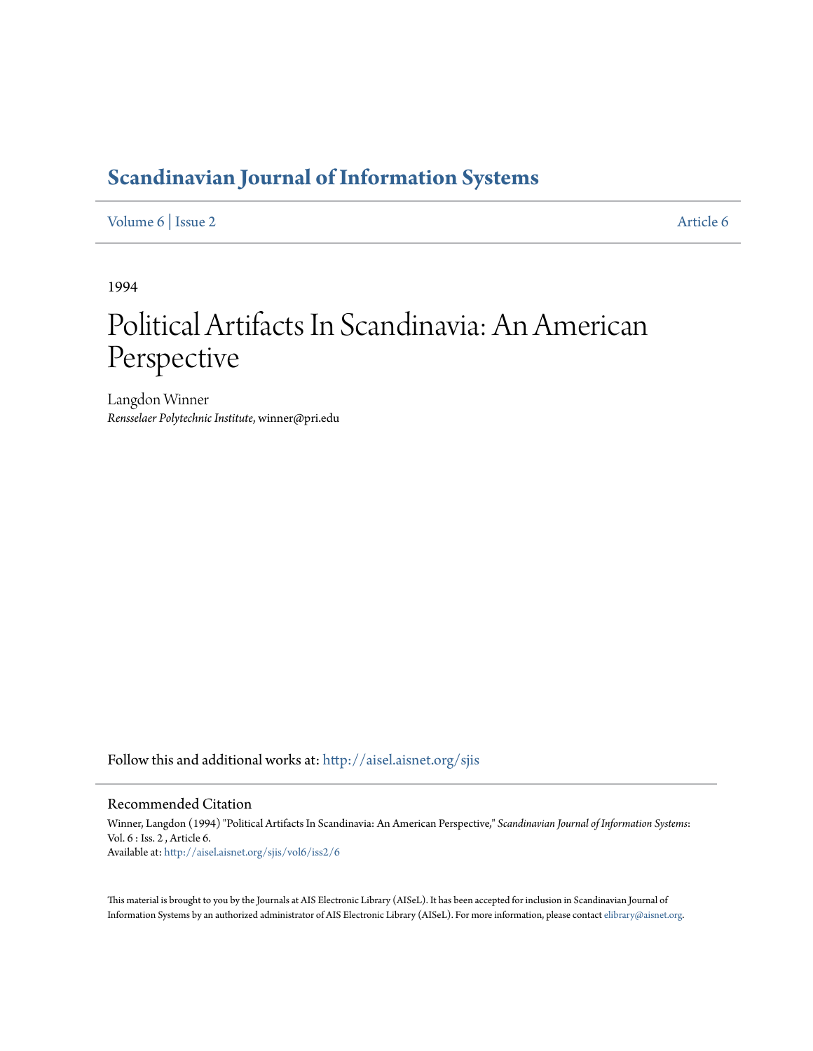# Scandinavian Journal of Information Systems

Volume 6 | Issue 2 Article 6

1994

# Political Artifacts In Scandinavia: An American Perspective

Langdon Winner

*Rensselaer Polytechnic Institute*, winner@pri.edu

Follow this and additional works at: http://aisel.aisnet.org/sjis

## Recommended Citation

Winner, Langdon (1994) "Political Artifacts In Scandinavia: An American Perspective," *Scandinavian Journal of Information Systems*: Vol. 6 : Iss. 2 , Article 6.
Available at: http://aisel.aisnet.org/sjis/vol6/iss2/6

This material is brought to you by the Journals at AIS Electronic Library (AISeL). It has been accepted for inclusion in Scandinavian Journal of Information Systems by an authorized administrator of AIS Electronic Library (AISeL). For more information, please contact elibrary@aisnet.org.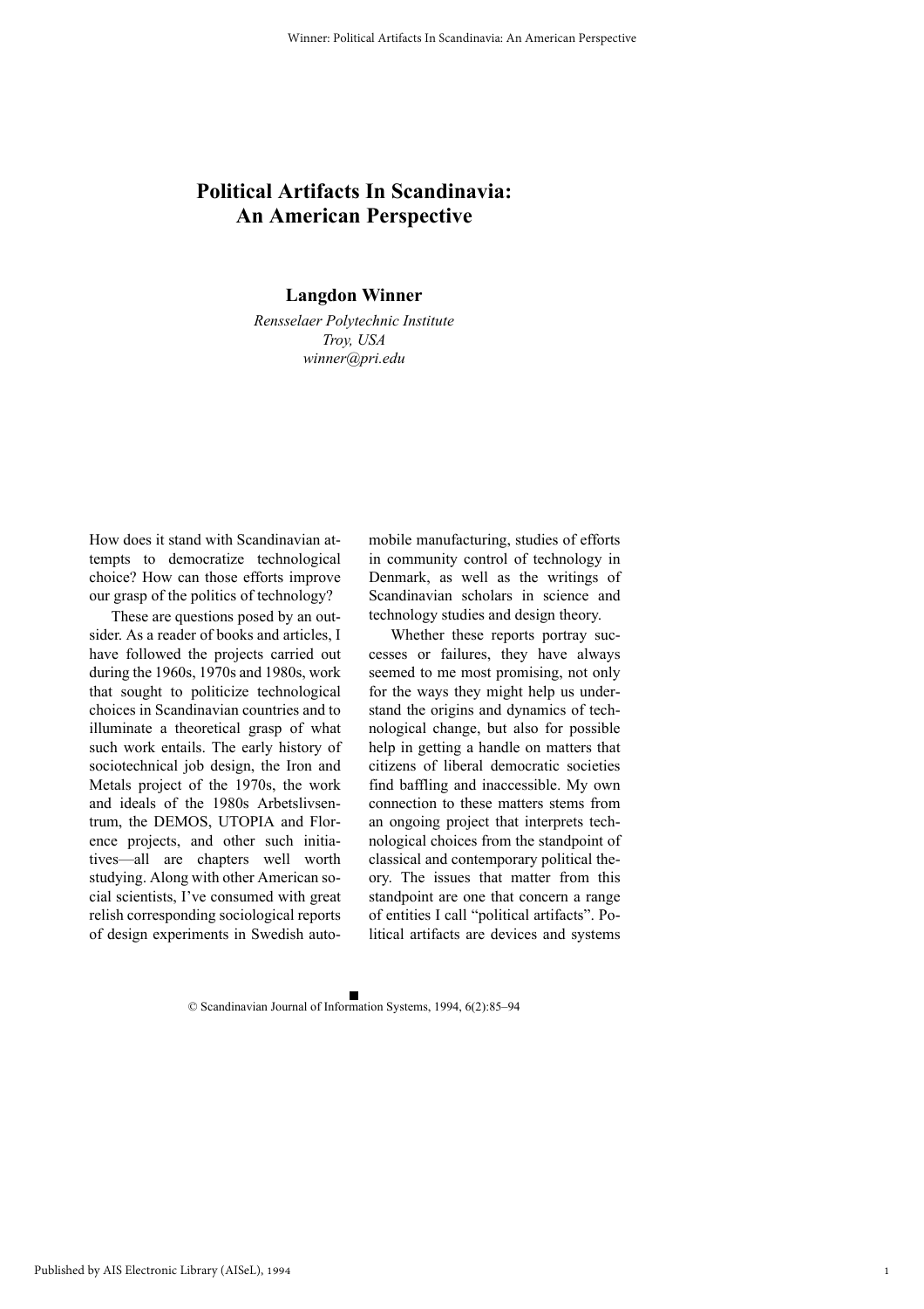# Political Artifacts In Scandinavia: An American Perspective

**Langdon Winner**

*Rensselaer Polytechnic Institute*
*Troy, USA*
*winner@pri.edu*

How does it stand with Scandinavian attempts to democratize technological choice? How can those efforts improve our grasp of the politics of technology?

These are questions posed by an outsider. As a reader of books and articles, I have followed the projects carried out during the 1960s, 1970s and 1980s, work that sought to politicize technological choices in Scandinavian countries and to illuminate a theoretical grasp of what such work entails. The early history of sociotechnical job design, the Iron and Metals project of the 1970s, the work and ideals of the 1980s Arbetslivsentrum, the DEMOS, UTOPIA and Florence projects, and other such initiatives—all are chapters well worth studying. Along with other American social scientists, I've consumed with great relish corresponding sociological reports of design experiments in Swedish automobile manufacturing, studies of efforts in community control of technology in Denmark, as well as the writings of Scandinavian scholars in science and technology studies and design theory.

Whether these reports portray successes or failures, they have always seemed to me most promising, not only for the ways they might help us understand the origins and dynamics of technological change, but also for possible help in getting a handle on matters that citizens of liberal democratic societies find baffling and inaccessible. My own connection to these matters stems from an ongoing project that interprets technological choices from the standpoint of classical and contemporary political theory. The issues that matter from this standpoint are one that concern a range of entities I call "political artifacts". Political artifacts are devices and systems

© Scandinavian Journal of Information Systems, 1994, 6(2):85–94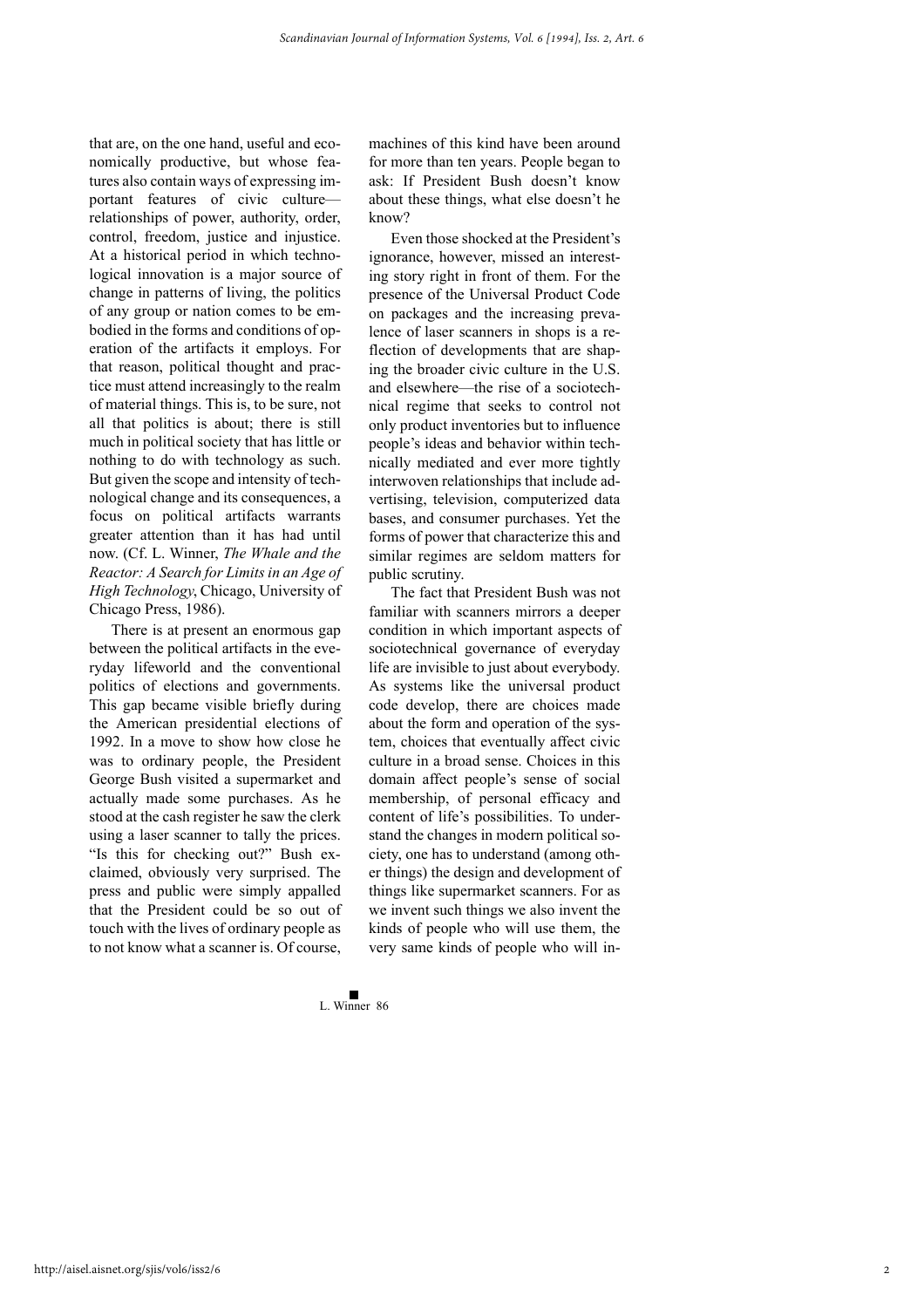that are, on the one hand, useful and economically productive, but whose features also contain ways of expressing important features of civic culture—relationships of power, authority, order, control, freedom, justice and injustice. At a historical period in which technological innovation is a major source of change in patterns of living, the politics of any group or nation comes to be embodied in the forms and conditions of operation of the artifacts it employs. For that reason, political thought and practice must attend increasingly to the realm of material things. This is, to be sure, not all that politics is about; there is still much in political society that has little or nothing to do with technology as such. But given the scope and intensity of technological change and its consequences, a focus on political artifacts warrants greater attention than it has had until now. (Cf. L. Winner, *The Whale and the Reactor: A Search for Limits in an Age of High Technology*, Chicago, University of Chicago Press, 1986).

There is at present an enormous gap between the political artifacts in the everyday lifeworld and the conventional politics of elections and governments. This gap became visible briefly during the American presidential elections of 1992. In a move to show how close he was to ordinary people, the President George Bush visited a supermarket and actually made some purchases. As he stood at the cash register he saw the clerk using a laser scanner to tally the prices. "Is this for checking out?" Bush exclaimed, obviously very surprised. The press and public were simply appalled that the President could be so out of touch with the lives of ordinary people as to not know what a scanner is. Of course, machines of this kind have been around for more than ten years. People began to ask: If President Bush doesn't know about these things, what else doesn't he know?

Even those shocked at the President's ignorance, however, missed an interesting story right in front of them. For the presence of the Universal Product Code on packages and the increasing prevalence of laser scanners in shops is a reflection of developments that are shaping the broader civic culture in the U.S. and elsewhere—the rise of a sociotechnical regime that seeks to control not only product inventories but to influence people's ideas and behavior within technically mediated and ever more tightly interwoven relationships that include advertising, television, computerized data bases, and consumer purchases. Yet the forms of power that characterize this and similar regimes are seldom matters for public scrutiny.

The fact that President Bush was not familiar with scanners mirrors a deeper condition in which important aspects of sociotechnical governance of everyday life are invisible to just about everybody. As systems like the universal product code develop, there are choices made about the form and operation of the system, choices that eventually affect civic culture in a broad sense. Choices in this domain affect people's sense of social membership, of personal efficacy and content of life's possibilities. To understand the changes in modern political society, one has to understand (among other things) the design and development of things like supermarket scanners. For as we invent such things we also invent the kinds of people who will use them, the very same kinds of people who will in-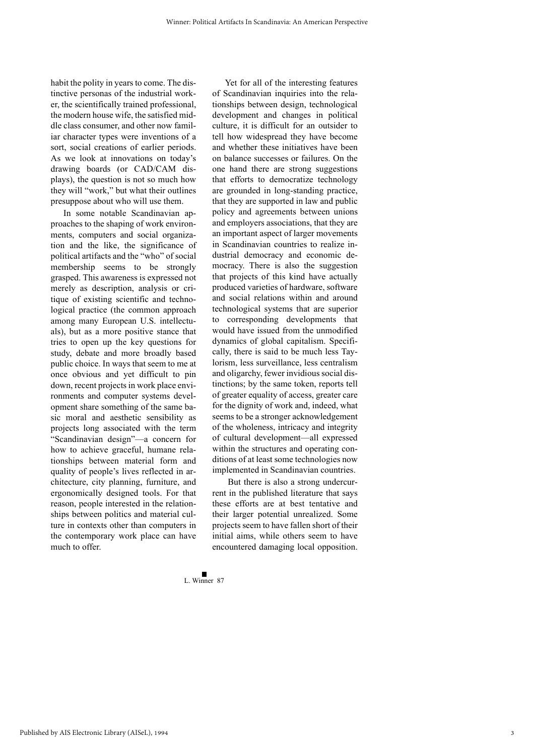habit the polity in years to come. The distinctive personas of the industrial worker, the scientifically trained professional, the modern house wife, the satisfied middle class consumer, and other now familiar character types were inventions of a sort, social creations of earlier periods. As we look at innovations on today's drawing boards (or CAD/CAM displays), the question is not so much how they will "work," but what their outlines presuppose about who will use them.

In some notable Scandinavian approaches to the shaping of work environments, computers and social organization and the like, the significance of political artifacts and the "who" of social membership seems to be strongly grasped. This awareness is expressed not merely as description, analysis or critique of existing scientific and technological practice (the common approach among many European U.S. intellectuals), but as a more positive stance that tries to open up the key questions for study, debate and more broadly based public choice. In ways that seem to me at once obvious and yet difficult to pin down, recent projects in work place environments and computer systems development share something of the same basic moral and aesthetic sensibility as projects long associated with the term "Scandinavian design"—a concern for how to achieve graceful, humane relationships between material form and quality of people's lives reflected in architecture, city planning, furniture, and ergonomically designed tools. For that reason, people interested in the relationships between politics and material culture in contexts other than computers in the contemporary work place can have much to offer.

Yet for all of the interesting features of Scandinavian inquiries into the relationships between design, technological development and changes in political culture, it is difficult for an outsider to tell how widespread they have become and whether these initiatives have been on balance successes or failures. On the one hand there are strong suggestions that efforts to democratize technology are grounded in long-standing practice, that they are supported in law and public policy and agreements between unions and employers associations, that they are an important aspect of larger movements in Scandinavian countries to realize industrial democracy and economic democracy. There is also the suggestion that projects of this kind have actually produced varieties of hardware, software and social relations within and around technological systems that are superior to corresponding developments that would have issued from the unmodified dynamics of global capitalism. Specifically, there is said to be much less Taylorism, less surveillance, less centralism and oligarchy, fewer invidious social distinctions; by the same token, reports tell of greater equality of access, greater care for the dignity of work and, indeed, what seems to be a stronger acknowledgement of the wholeness, intricacy and integrity of cultural development—all expressed within the structures and operating conditions of at least some technologies now implemented in Scandinavian countries.

But there is also a strong undercurrent in the published literature that says these efforts are at best tentative and their larger potential unrealized. Some projects seem to have fallen short of their initial aims, while others seem to have encountered damaging local opposition.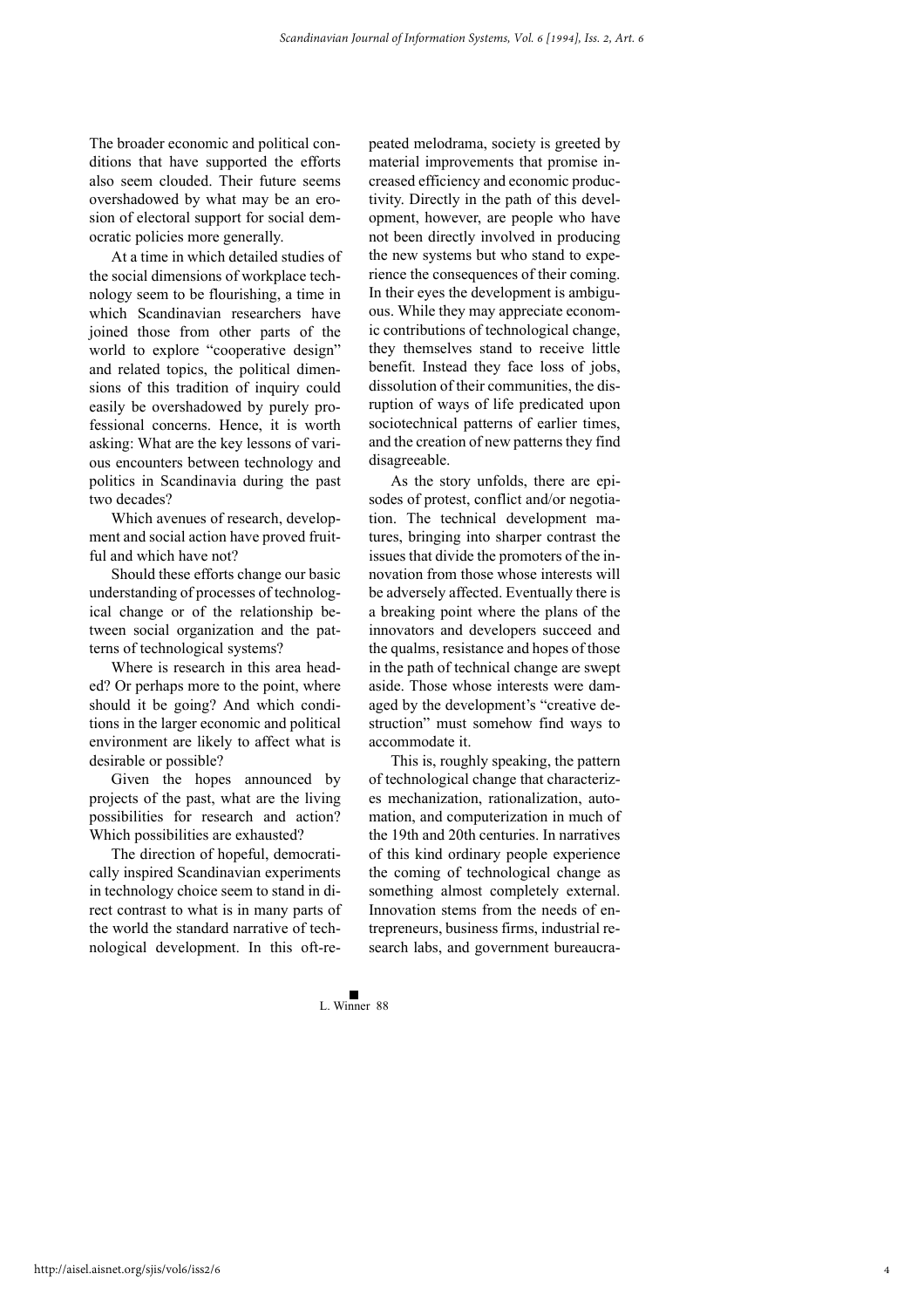The broader economic and political conditions that have supported the efforts also seem clouded. Their future seems overshadowed by what may be an erosion of electoral support for social democratic policies more generally.

At a time in which detailed studies of the social dimensions of workplace technology seem to be flourishing, a time in which Scandinavian researchers have joined those from other parts of the world to explore "cooperative design" and related topics, the political dimensions of this tradition of inquiry could easily be overshadowed by purely professional concerns. Hence, it is worth asking: What are the key lessons of various encounters between technology and politics in Scandinavia during the past two decades?

Which avenues of research, development and social action have proved fruitful and which have not?

Should these efforts change our basic understanding of processes of technological change or of the relationship between social organization and the patterns of technological systems?

Where is research in this area headed? Or perhaps more to the point, where should it be going? And which conditions in the larger economic and political environment are likely to affect what is desirable or possible?

Given the hopes announced by projects of the past, what are the living possibilities for research and action? Which possibilities are exhausted?

The direction of hopeful, democratically inspired Scandinavian experiments in technology choice seem to stand in direct contrast to what is in many parts of the world the standard narrative of technological development. In this oft-repeated melodrama, society is greeted by material improvements that promise increased efficiency and economic productivity. Directly in the path of this development, however, are people who have not been directly involved in producing the new systems but who stand to experience the consequences of their coming. In their eyes the development is ambiguous. While they may appreciate economic contributions of technological change, they themselves stand to receive little benefit. Instead they face loss of jobs, dissolution of their communities, the disruption of ways of life predicated upon sociotechnical patterns of earlier times, and the creation of new patterns they find disagreeable.

As the story unfolds, there are episodes of protest, conflict and/or negotiation. The technical development matures, bringing into sharper contrast the issues that divide the promoters of the innovation from those whose interests will be adversely affected. Eventually there is a breaking point where the plans of the innovators and developers succeed and the qualms, resistance and hopes of those in the path of technical change are swept aside. Those whose interests were damaged by the development's "creative destruction" must somehow find ways to accommodate it.

This is, roughly speaking, the pattern of technological change that characterizes mechanization, rationalization, automation, and computerization in much of the 19th and 20th centuries. In narratives of this kind ordinary people experience the coming of technological change as something almost completely external. Innovation stems from the needs of entrepreneurs, business firms, industrial research labs, and government bureaucra-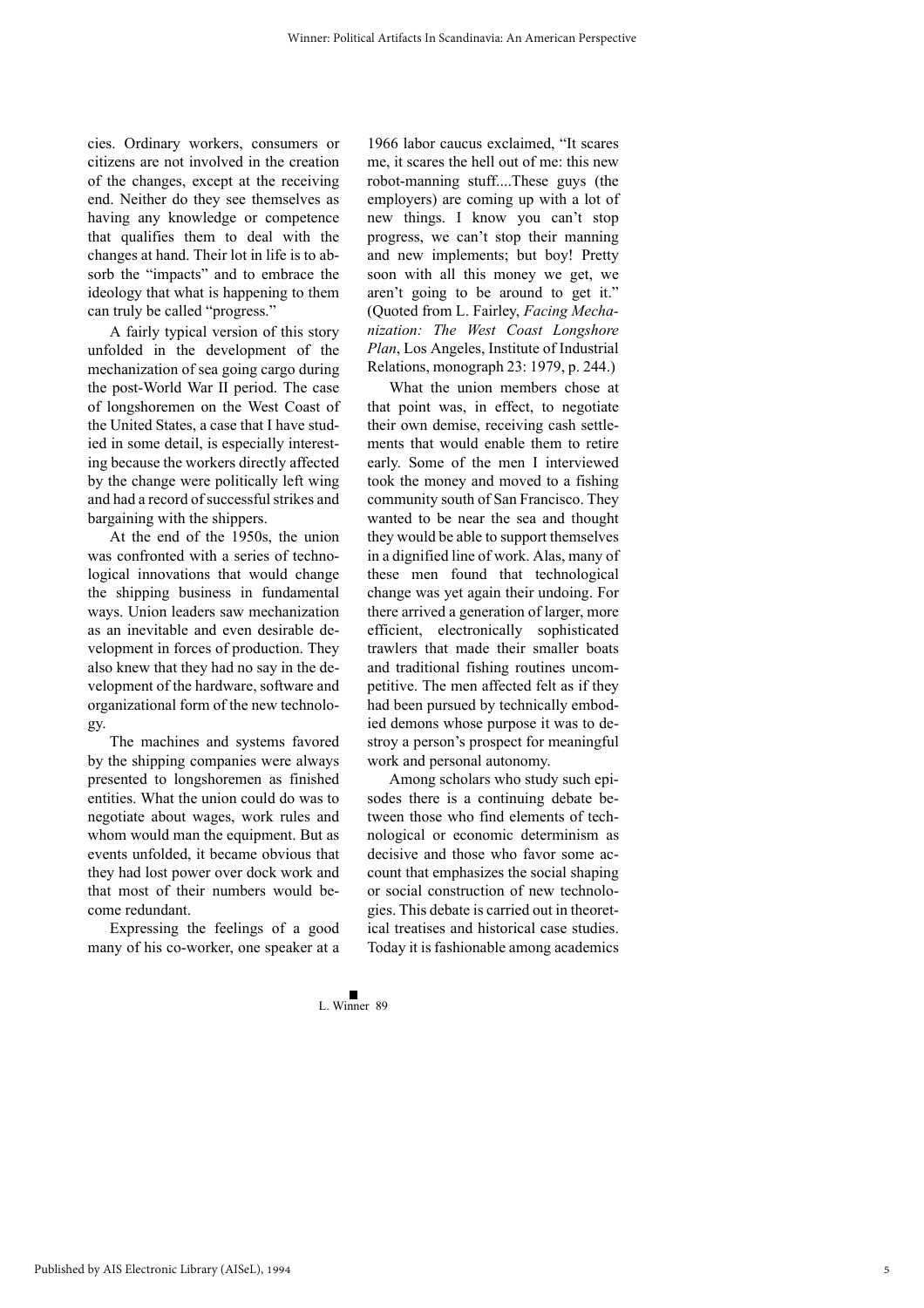cies. Ordinary workers, consumers or citizens are not involved in the creation of the changes, except at the receiving end. Neither do they see themselves as having any knowledge or competence that qualifies them to deal with the changes at hand. Their lot in life is to absorb the "impacts" and to embrace the ideology that what is happening to them can truly be called "progress."

A fairly typical version of this story unfolded in the development of the mechanization of sea going cargo during the post-World War II period. The case of longshoremen on the West Coast of the United States, a case that I have studied in some detail, is especially interesting because the workers directly affected by the change were politically left wing and had a record of successful strikes and bargaining with the shippers.

At the end of the 1950s, the union was confronted with a series of technological innovations that would change the shipping business in fundamental ways. Union leaders saw mechanization as an inevitable and even desirable development in forces of production. They also knew that they had no say in the development of the hardware, software and organizational form of the new technology.

The machines and systems favored by the shipping companies were always presented to longshoremen as finished entities. What the union could do was to negotiate about wages, work rules and whom would man the equipment. But as events unfolded, it became obvious that they had lost power over dock work and that most of their numbers would become redundant.

Expressing the feelings of a good many of his co-worker, one speaker at a 1966 labor caucus exclaimed, "It scares me, it scares the hell out of me: this new robot-manning stuff....These guys (the employers) are coming up with a lot of new things. I know you can't stop progress, we can't stop their manning and new implements; but boy! Pretty soon with all this money we get, we aren't going to be around to get it." (Quoted from L. Fairley, *Facing Mechanization: The West Coast Longshore Plan*, Los Angeles, Institute of Industrial Relations, monograph 23: 1979, p. 244.)

What the union members chose at that point was, in effect, to negotiate their own demise, receiving cash settlements that would enable them to retire early. Some of the men I interviewed took the money and moved to a fishing community south of San Francisco. They wanted to be near the sea and thought they would be able to support themselves in a dignified line of work. Alas, many of these men found that technological change was yet again their undoing. For there arrived a generation of larger, more efficient, electronically sophisticated trawlers that made their smaller boats and traditional fishing routines uncompetitive. The men affected felt as if they had been pursued by technically embodied demons whose purpose it was to destroy a person's prospect for meaningful work and personal autonomy.

Among scholars who study such episodes there is a continuing debate between those who find elements of technological or economic determinism as decisive and those who favor some account that emphasizes the social shaping or social construction of new technologies. This debate is carried out in theoretical treatises and historical case studies. Today it is fashionable among academics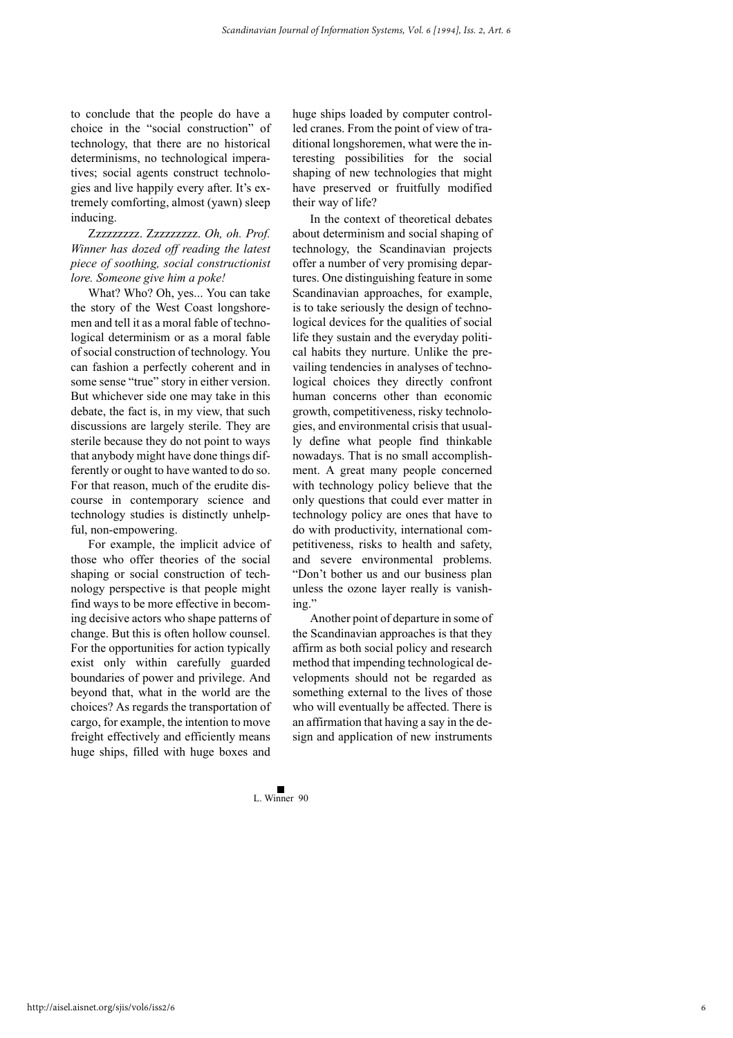to conclude that the people do have a choice in the "social construction" of technology, that there are no historical determinisms, no technological imperatives; social agents construct technologies and live happily ever after. It's extremely comforting, almost (yawn) sleep inducing.

Zzzzzzzzz. Zzzzzzzzz. *Oh, oh. Prof. Winner has dozed off reading the latest piece of soothing, social constructionist lore. Someone give him a poke!*

What? Who? Oh, yes... You can take the story of the West Coast longshoremen and tell it as a moral fable of technological determinism or as a moral fable of social construction of technology. You can fashion a perfectly coherent and in some sense "true" story in either version. But whichever side one may take in this debate, the fact is, in my view, that such discussions are largely sterile. They are sterile because they do not point to ways that anybody might have done things differently or ought to have wanted to do so. For that reason, much of the erudite discourse in contemporary science and technology studies is distinctly unhelpful, non-empowering.

For example, the implicit advice of those who offer theories of the social shaping or social construction of technology perspective is that people might find ways to be more effective in becoming decisive actors who shape patterns of change. But this is often hollow counsel. For the opportunities for action typically exist only within carefully guarded boundaries of power and privilege. And beyond that, what in the world are the choices? As regards the transportation of cargo, for example, the intention to move freight effectively and efficiently means huge ships, filled with huge boxes and huge ships loaded by computer controlled cranes. From the point of view of traditional longshoremen, what were the interesting possibilities for the social shaping of new technologies that might have preserved or fruitfully modified their way of life?

In the context of theoretical debates about determinism and social shaping of technology, the Scandinavian projects offer a number of very promising departures. One distinguishing feature in some Scandinavian approaches, for example, is to take seriously the design of technological devices for the qualities of social life they sustain and the everyday political habits they nurture. Unlike the prevailing tendencies in analyses of technological choices they directly confront human concerns other than economic growth, competitiveness, risky technologies, and environmental crisis that usually define what people find thinkable nowadays. That is no small accomplishment. A great many people concerned with technology policy believe that the only questions that could ever matter in technology policy are ones that have to do with productivity, international competitiveness, risks to health and safety, and severe environmental problems. "Don't bother us and our business plan unless the ozone layer really is vanishing."

Another point of departure in some of the Scandinavian approaches is that they affirm as both social policy and research method that impending technological developments should not be regarded as something external to the lives of those who will eventually be affected. There is an affirmation that having a say in the design and application of new instruments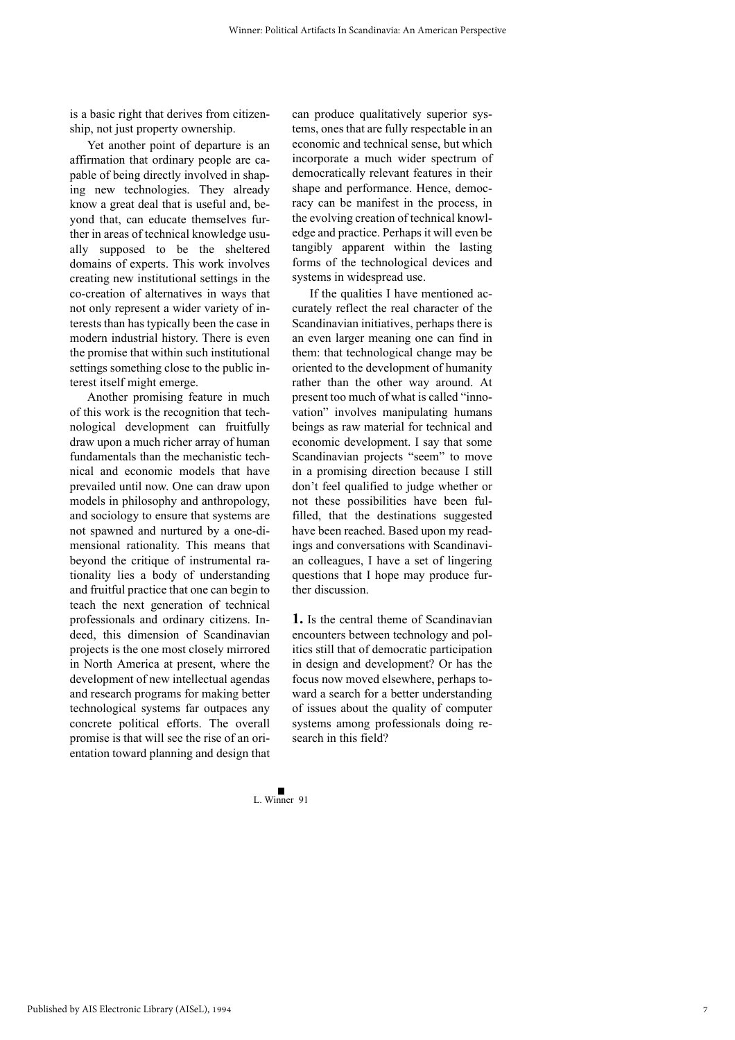is a basic right that derives from citizenship, not just property ownership.

Yet another point of departure is an affirmation that ordinary people are capable of being directly involved in shaping new technologies. They already know a great deal that is useful and, beyond that, can educate themselves further in areas of technical knowledge usually supposed to be the sheltered domains of experts. This work involves creating new institutional settings in the co-creation of alternatives in ways that not only represent a wider variety of interests than has typically been the case in modern industrial history. There is even the promise that within such institutional settings something close to the public interest itself might emerge.

Another promising feature in much of this work is the recognition that technological development can fruitfully draw upon a much richer array of human fundamentals than the mechanistic technical and economic models that have prevailed until now. One can draw upon models in philosophy and anthropology, and sociology to ensure that systems are not spawned and nurtured by a one-dimensional rationality. This means that beyond the critique of instrumental rationality lies a body of understanding and fruitful practice that one can begin to teach the next generation of technical professionals and ordinary citizens. Indeed, this dimension of Scandinavian projects is the one most closely mirrored in North America at present, where the development of new intellectual agendas and research programs for making better technological systems far outpaces any concrete political efforts. The overall promise is that will see the rise of an orientation toward planning and design that can produce qualitatively superior systems, ones that are fully respectable in an economic and technical sense, but which incorporate a much wider spectrum of democratically relevant features in their shape and performance. Hence, democracy can be manifest in the process, in the evolving creation of technical knowledge and practice. Perhaps it will even be tangibly apparent within the lasting forms of the technological devices and systems in widespread use.

If the qualities I have mentioned accurately reflect the real character of the Scandinavian initiatives, perhaps there is an even larger meaning one can find in them: that technological change may be oriented to the development of humanity rather than the other way around. At present too much of what is called "innovation" involves manipulating humans beings as raw material for technical and economic development. I say that some Scandinavian projects "seem" to move in a promising direction because I still don't feel qualified to judge whether or not these possibilities have been fulfilled, that the destinations suggested have been reached. Based upon my readings and conversations with Scandinavian colleagues, I have a set of lingering questions that I hope may produce further discussion.

**1.** Is the central theme of Scandinavian encounters between technology and politics still that of democratic participation in design and development? Or has the focus now moved elsewhere, perhaps toward a search for a better understanding of issues about the quality of computer systems among professionals doing research in this field?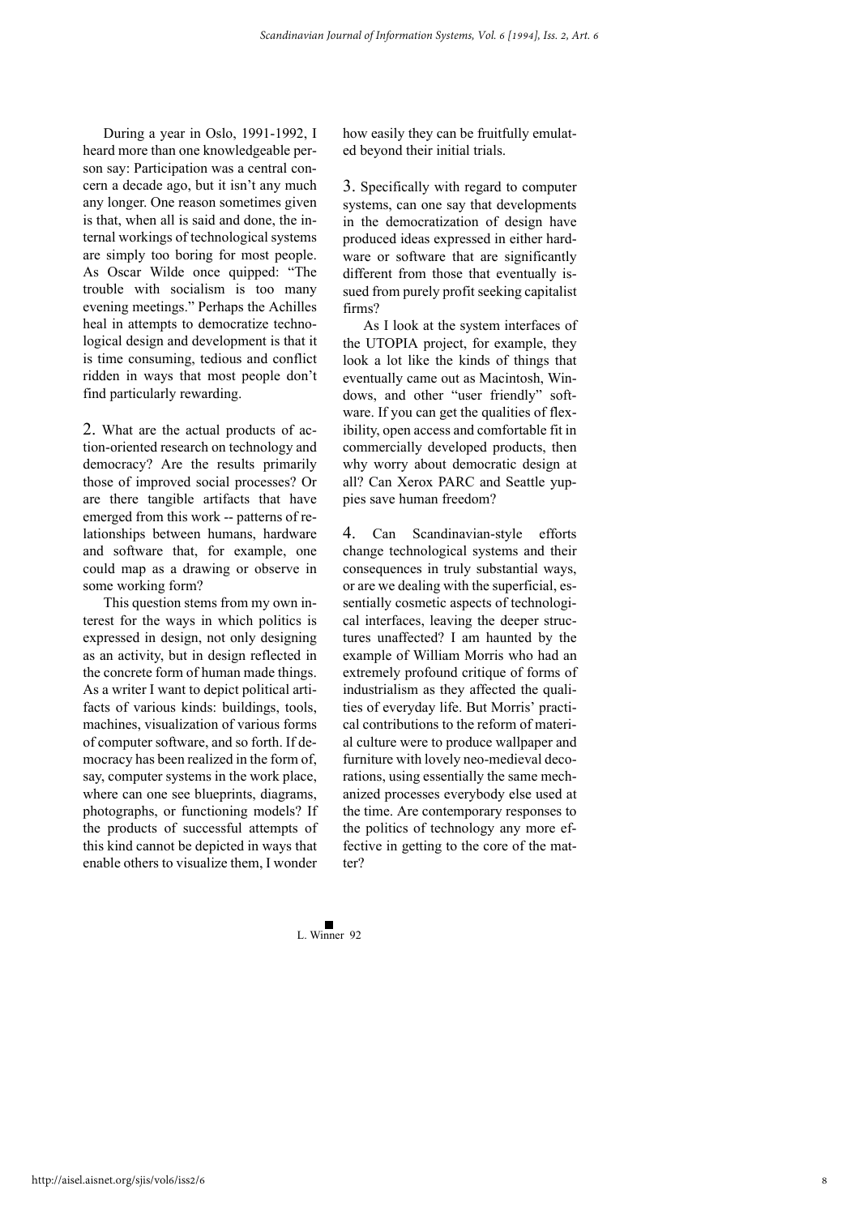During a year in Oslo, 1991-1992, I heard more than one knowledgeable person say: Participation was a central concern a decade ago, but it isn't any much any longer. One reason sometimes given is that, when all is said and done, the internal workings of technological systems are simply too boring for most people. As Oscar Wilde once quipped: "The trouble with socialism is too many evening meetings." Perhaps the Achilles heal in attempts to democratize technological design and development is that it is time consuming, tedious and conflict ridden in ways that most people don't find particularly rewarding.

2. What are the actual products of action-oriented research on technology and democracy? Are the results primarily those of improved social processes? Or are there tangible artifacts that have emerged from this work -- patterns of relationships between humans, hardware and software that, for example, one could map as a drawing or observe in some working form?

This question stems from my own interest for the ways in which politics is expressed in design, not only designing as an activity, but in design reflected in the concrete form of human made things. As a writer I want to depict political artifacts of various kinds: buildings, tools, machines, visualization of various forms of computer software, and so forth. If democracy has been realized in the form of, say, computer systems in the work place, where can one see blueprints, diagrams, photographs, or functioning models? If the products of successful attempts of this kind cannot be depicted in ways that enable others to visualize them, I wonder how easily they can be fruitfully emulated beyond their initial trials.

3. Specifically with regard to computer systems, can one say that developments in the democratization of design have produced ideas expressed in either hardware or software that are significantly different from those that eventually issued from purely profit seeking capitalist firms?

As I look at the system interfaces of the UTOPIA project, for example, they look a lot like the kinds of things that eventually came out as Macintosh, Windows, and other "user friendly" software. If you can get the qualities of flexibility, open access and comfortable fit in commercially developed products, then why worry about democratic design at all? Can Xerox PARC and Seattle yuppies save human freedom?

4. Can Scandinavian-style efforts change technological systems and their consequences in truly substantial ways, or are we dealing with the superficial, essentially cosmetic aspects of technological interfaces, leaving the deeper structures unaffected? I am haunted by the example of William Morris who had an extremely profound critique of forms of industrialism as they affected the qualities of everyday life. But Morris' practical contributions to the reform of material culture were to produce wallpaper and furniture with lovely neo-medieval decorations, using essentially the same mechanized processes everybody else used at the time. Are contemporary responses to the politics of technology any more effective in getting to the core of the matter?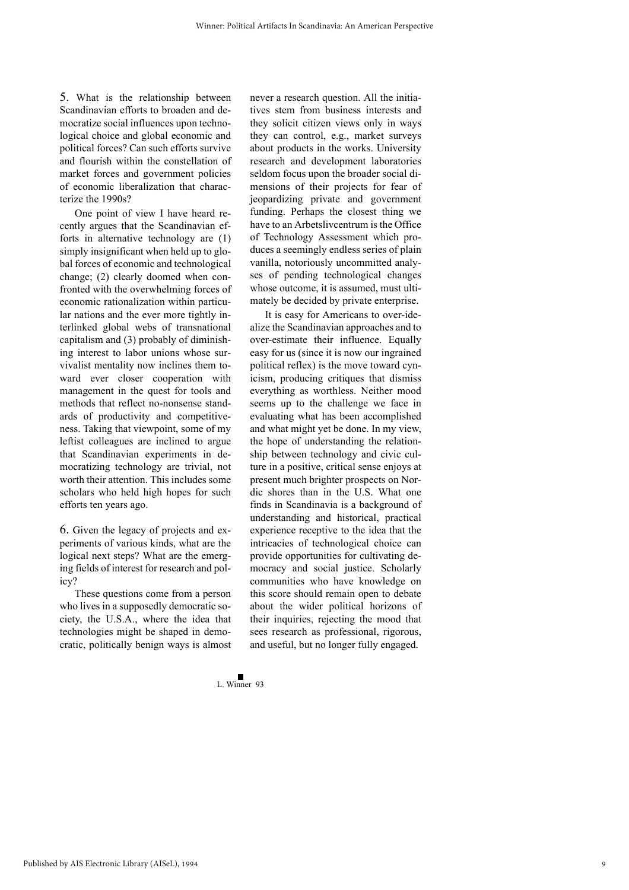5. What is the relationship between Scandinavian efforts to broaden and democratize social influences upon technological choice and global economic and political forces? Can such efforts survive and flourish within the constellation of market forces and government policies of economic liberalization that characterize the 1990s?

One point of view I have heard recently argues that the Scandinavian efforts in alternative technology are (1) simply insignificant when held up to global forces of economic and technological change; (2) clearly doomed when confronted with the overwhelming forces of economic rationalization within particular nations and the ever more tightly interlinked global webs of transnational capitalism and (3) probably of diminishing interest to labor unions whose survivalist mentality now inclines them toward ever closer cooperation with management in the quest for tools and methods that reflect no-nonsense standards of productivity and competitiveness. Taking that viewpoint, some of my leftist colleagues are inclined to argue that Scandinavian experiments in democratizing technology are trivial, not worth their attention. This includes some scholars who held high hopes for such efforts ten years ago.

6. Given the legacy of projects and experiments of various kinds, what are the logical next steps? What are the emerging fields of interest for research and policy?

These questions come from a person who lives in a supposedly democratic society, the U.S.A., where the idea that technologies might be shaped in democratic, politically benign ways is almost never a research question. All the initiatives stem from business interests and they solicit citizen views only in ways they can control, e.g., market surveys about products in the works. University research and development laboratories seldom focus upon the broader social dimensions of their projects for fear of jeopardizing private and government funding. Perhaps the closest thing we have to an Arbetslivcentrum is the Office of Technology Assessment which produces a seemingly endless series of plain vanilla, notoriously uncommitted analyses of pending technological changes whose outcome, it is assumed, must ultimately be decided by private enterprise.

It is easy for Americans to over-idealize the Scandinavian approaches and to over-estimate their influence. Equally easy for us (since it is now our ingrained political reflex) is the move toward cynicism, producing critiques that dismiss everything as worthless. Neither mood seems up to the challenge we face in evaluating what has been accomplished and what might yet be done. In my view, the hope of understanding the relationship between technology and civic culture in a positive, critical sense enjoys at present much brighter prospects on Nordic shores than in the U.S. What one finds in Scandinavia is a background of understanding and historical, practical experience receptive to the idea that the intricacies of technological choice can provide opportunities for cultivating democracy and social justice. Scholarly communities who have knowledge on this score should remain open to debate about the wider political horizons of their inquiries, rejecting the mood that sees research as professional, rigorous, and useful, but no longer fully engaged.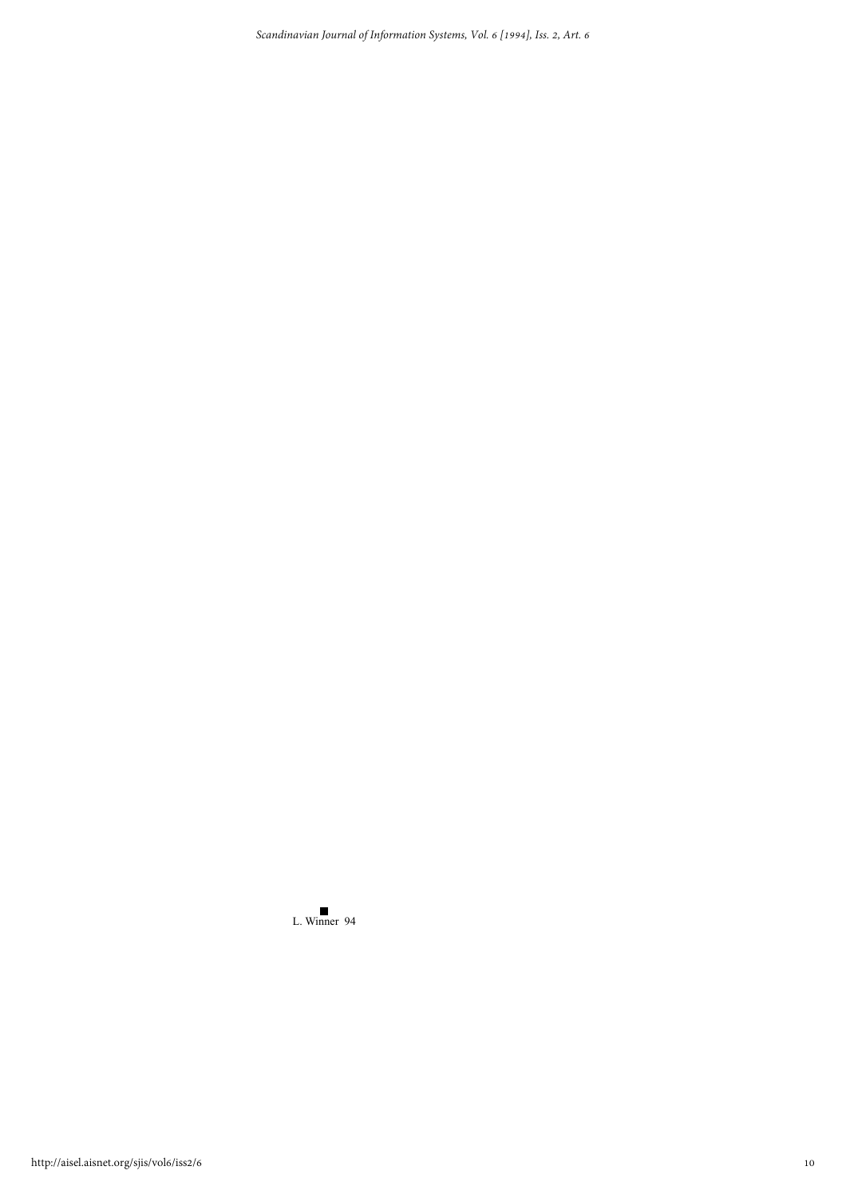■
L. Winner 94